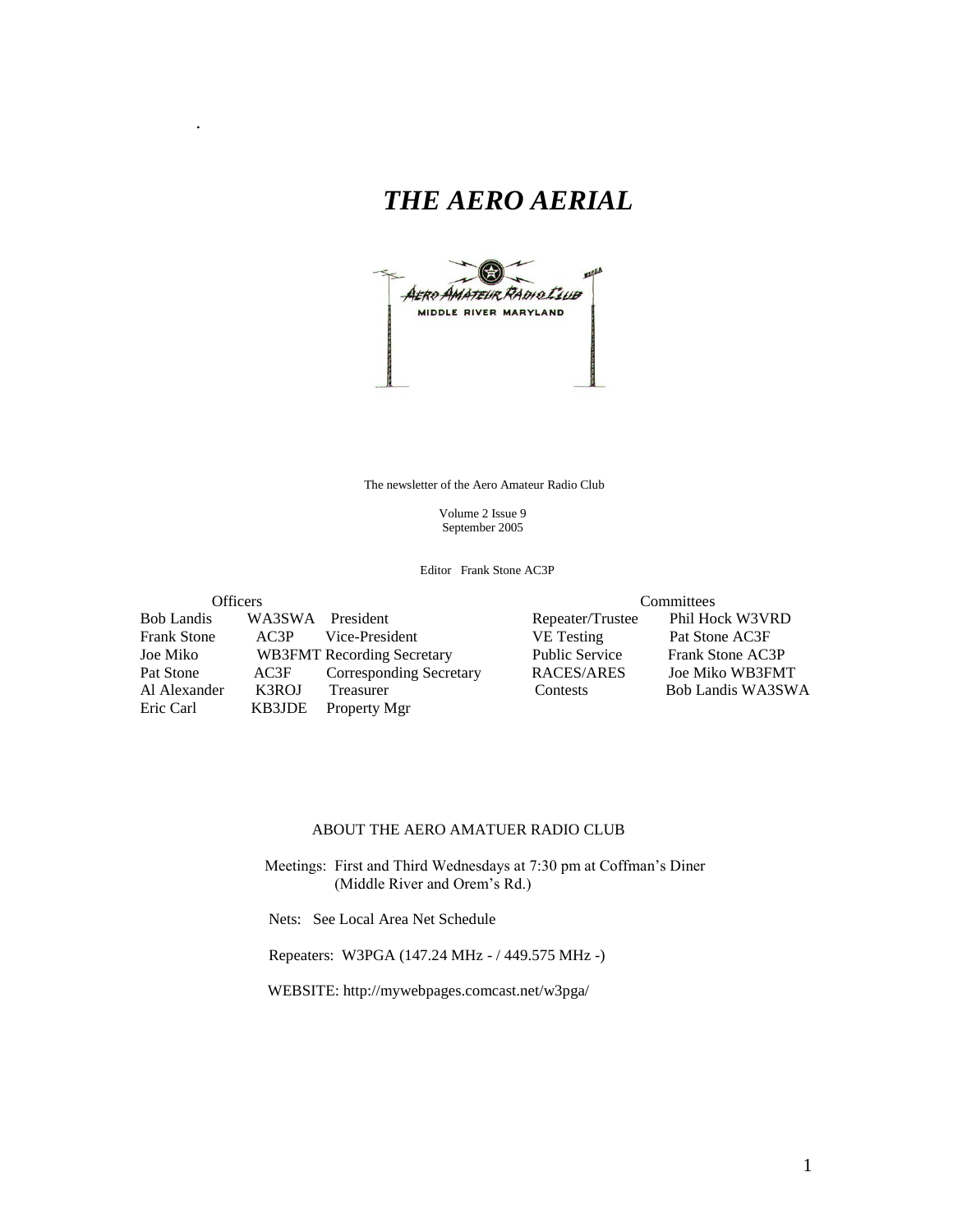# *THE AERO AERIAL*

The newsletter of the Aero Amateur Radio Club

Volume 2 Issue 9
September 2005

Editor Frank Stone AC3P

| Officers | | |
|---|---|---|
| Bob Landis | WA3SWA | President |
| Frank Stone | AC3P | Vice-President |
| Joe Miko | WB3FMT | Recording Secretary |
| Pat Stone | AC3F | Corresponding Secretary |
| Al Alexander | K3ROJ | Treasurer |
| Eric Carl | KB3JDE | Property Mgr |

| Committees | |
|---|---|
| Repeater/Trustee | Phil Hock W3VRD |
| VE Testing | Pat Stone AC3F |
| Public Service | Frank Stone AC3P |
| RACES/ARES | Joe Miko WB3FMT |
| Contests | Bob Landis WA3SWA |

## ABOUT THE AERO AMATUER RADIO CLUB

Meetings: First and Third Wednesdays at 7:30 pm at Coffman's Diner (Middle River and Orem's Rd.)

Nets: See Local Area Net Schedule

Repeaters: W3PGA (147.24 MHz - / 449.575 MHz -)

WEBSITE: http://mywebpages.comcast.net/w3pga/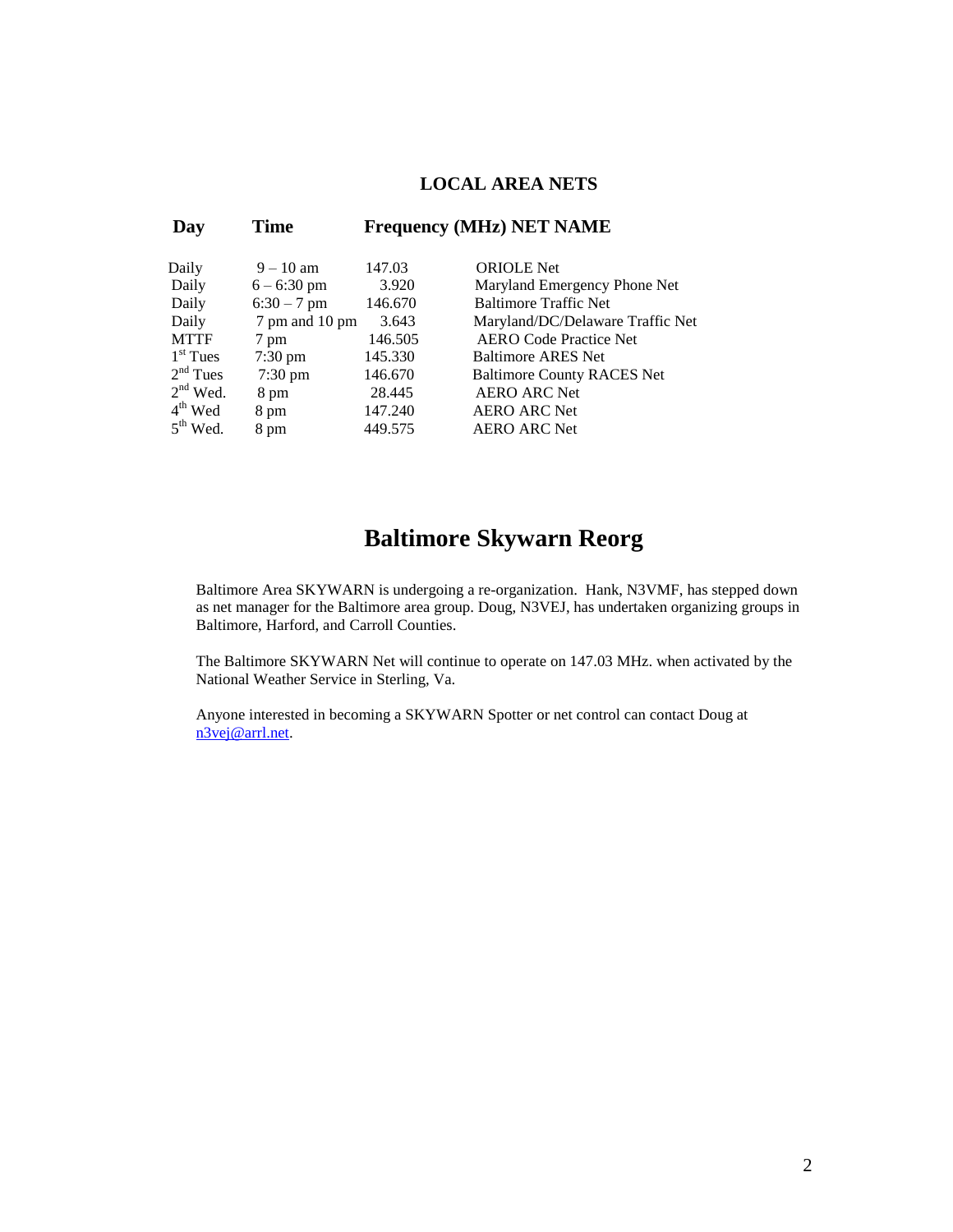## LOCAL AREA NETS

| Day | Time | Frequency (MHz) | NET NAME |
|---|---|---|---|
| Daily | 9 – 10 am | 147.03 | ORIOLE Net |
| Daily | 6 – 6:30 pm | 3.920 | Maryland Emergency Phone Net |
| Daily | 6:30 – 7 pm | 146.670 | Baltimore Traffic Net |
| Daily | 7 pm and 10 pm | 3.643 | Maryland/DC/Delaware Traffic Net |
| MTTF | 7 pm | 146.505 | AERO Code Practice Net |
| 1st Tues | 7:30 pm | 145.330 | Baltimore ARES Net |
| 2nd Tues | 7:30 pm | 146.670 | Baltimore County RACES Net |
| 2nd Wed. | 8 pm | 28.445 | AERO ARC Net |
| 4th Wed | 8 pm | 147.240 | AERO ARC Net |
| 5th Wed. | 8 pm | 449.575 | AERO ARC Net |

# Baltimore Skywarn Reorg

Baltimore Area SKYWARN is undergoing a re-organization. Hank, N3VMF, has stepped down as net manager for the Baltimore area group. Doug, N3VEJ, has undertaken organizing groups in Baltimore, Harford, and Carroll Counties.

The Baltimore SKYWARN Net will continue to operate on 147.03 MHz. when activated by the National Weather Service in Sterling, Va.

Anyone interested in becoming a SKYWARN Spotter or net control can contact Doug at n3vej@arrl.net.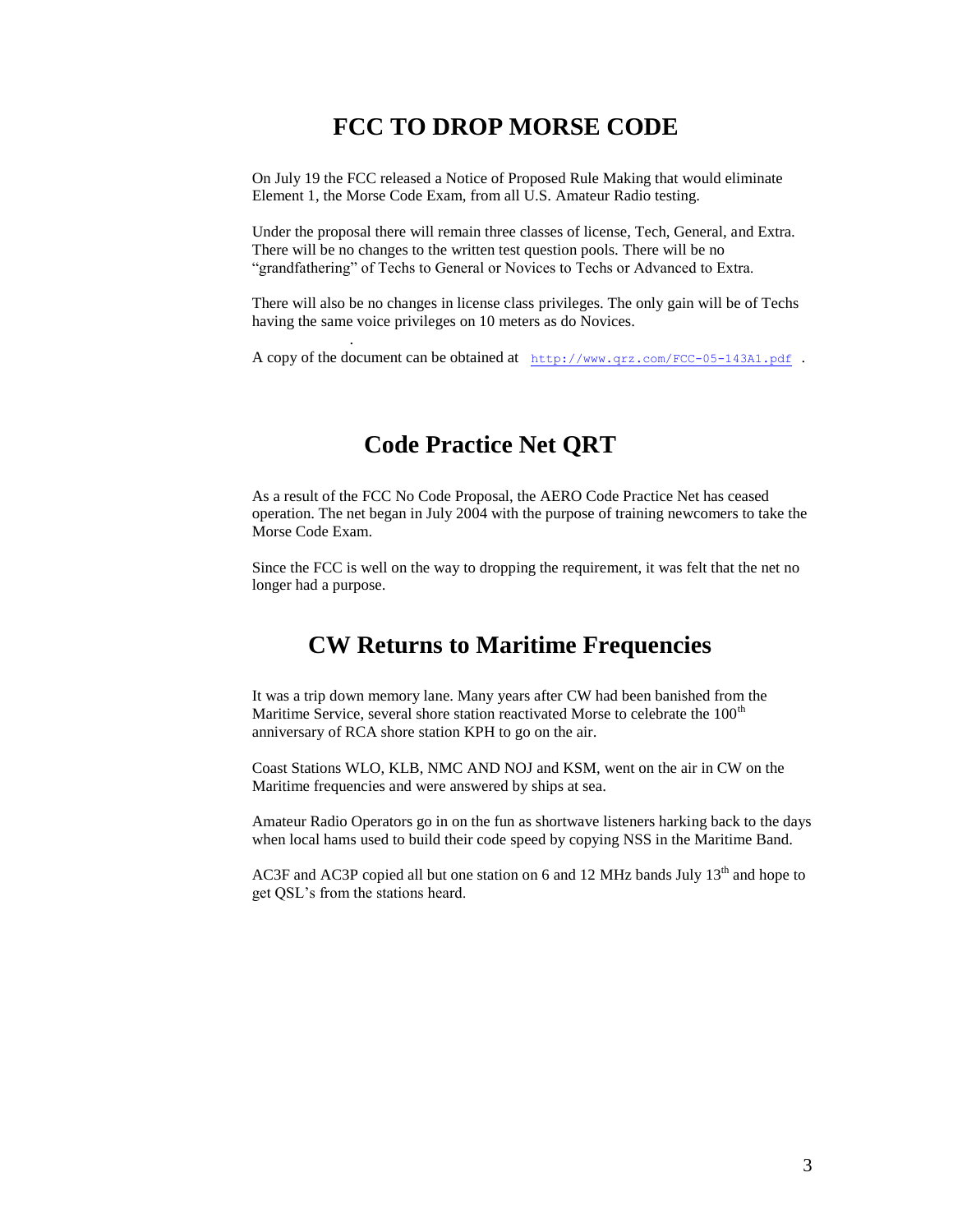## FCC TO DROP MORSE CODE

On July 19 the FCC released a Notice of Proposed Rule Making that would eliminate Element 1, the Morse Code Exam, from all U.S. Amateur Radio testing.

Under the proposal there will remain three classes of license, Tech, General, and Extra. There will be no changes to the written test question pools. There will be no "grandfathering" of Techs to General or Novices to Techs or Advanced to Extra.

There will also be no changes in license class privileges. The only gain will be of Techs having the same voice privileges on 10 meters as do Novices.

A copy of the document can be obtained at http://www.qrz.com/FCC-05-143A1.pdf .

## Code Practice Net QRT

As a result of the FCC No Code Proposal, the AERO Code Practice Net has ceased operation. The net began in July 2004 with the purpose of training newcomers to take the Morse Code Exam.

Since the FCC is well on the way to dropping the requirement, it was felt that the net no longer had a purpose.

## CW Returns to Maritime Frequencies

It was a trip down memory lane. Many years after CW had been banished from the Maritime Service, several shore station reactivated Morse to celebrate the 100th anniversary of RCA shore station KPH to go on the air.

Coast Stations WLO, KLB, NMC AND NOJ and KSM, went on the air in CW on the Maritime frequencies and were answered by ships at sea.

Amateur Radio Operators go in on the fun as shortwave listeners harking back to the days when local hams used to build their code speed by copying NSS in the Maritime Band.

AC3F and AC3P copied all but one station on 6 and 12 MHz bands July 13th and hope to get QSL's from the stations heard.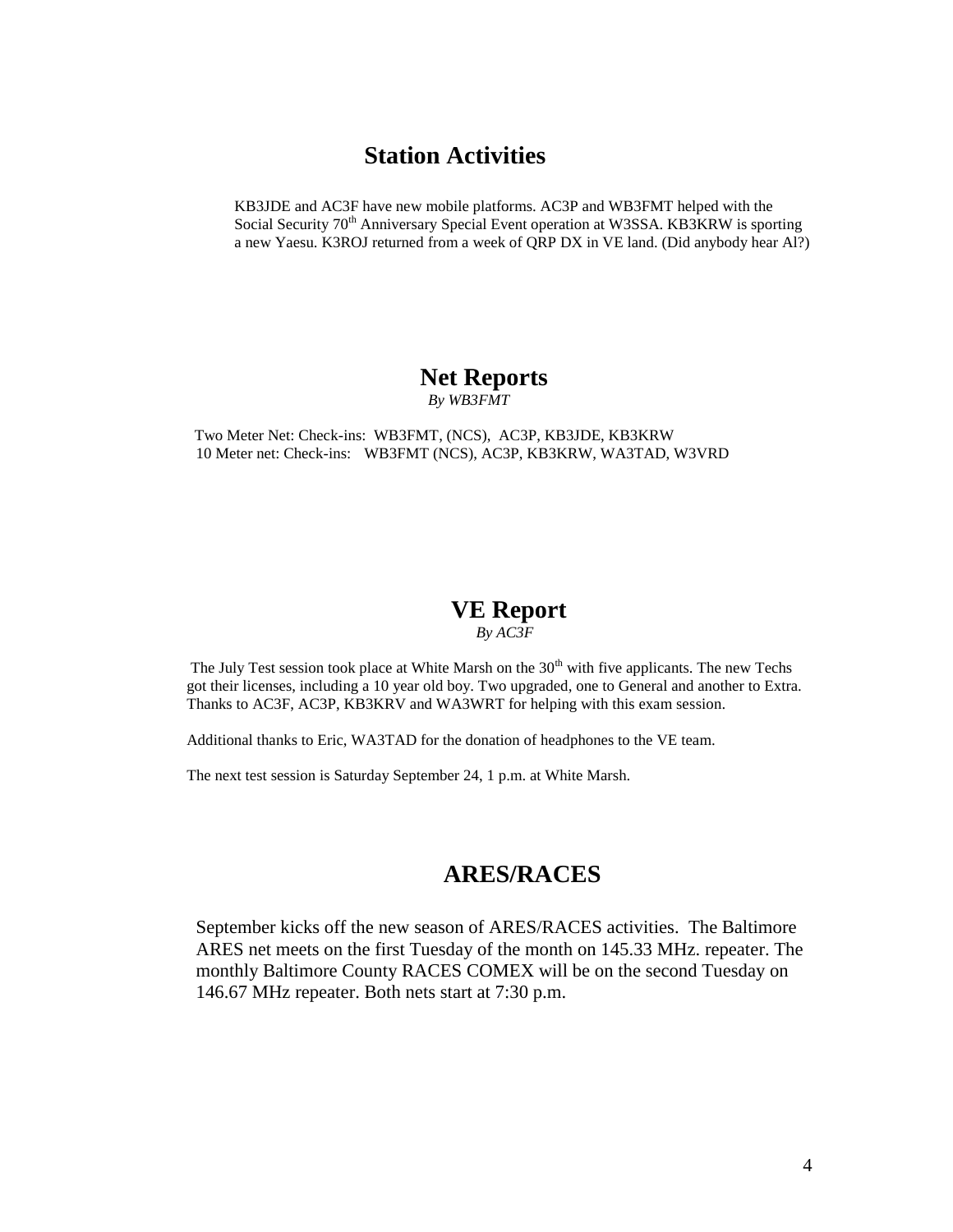## Station Activities

KB3JDE and AC3F have new mobile platforms. AC3P and WB3FMT helped with the Social Security 70th Anniversary Special Event operation at W3SSA. KB3KRW is sporting a new Yaesu. K3ROJ returned from a week of QRP DX in VE land. (Did anybody hear Al?)

## Net Reports

*By WB3FMT*

Two Meter Net: Check-ins: WB3FMT, (NCS), AC3P, KB3JDE, KB3KRW
10 Meter net: Check-ins: WB3FMT (NCS), AC3P, KB3KRW, WA3TAD, W3VRD

## VE Report

*By AC3F*

The July Test session took place at White Marsh on the 30th with five applicants. The new Techs got their licenses, including a 10 year old boy. Two upgraded, one to General and another to Extra. Thanks to AC3F, AC3P, KB3KRV and WA3WRT for helping with this exam session.

Additional thanks to Eric, WA3TAD for the donation of headphones to the VE team.

The next test session is Saturday September 24, 1 p.m. at White Marsh.

## ARES/RACES

September kicks off the new season of ARES/RACES activities. The Baltimore ARES net meets on the first Tuesday of the month on 145.33 MHz. repeater. The monthly Baltimore County RACES COMEX will be on the second Tuesday on 146.67 MHz repeater. Both nets start at 7:30 p.m.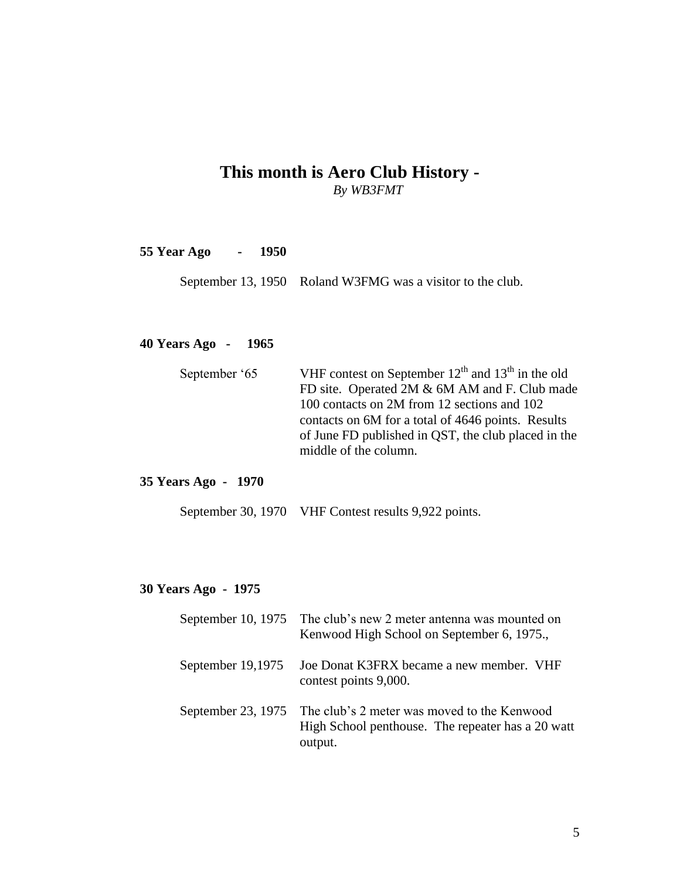# This month is Aero Club History -

*By WB3FMT*

**55 Year Ago - 1950**

September 13, 1950 Roland W3FMG was a visitor to the club.

**40 Years Ago - 1965**

September '65 VHF contest on September 12th and 13th in the old FD site. Operated 2M & 6M AM and F. Club made 100 contacts on 2M from 12 sections and 102 contacts on 6M for a total of 4646 points. Results of June FD published in QST, the club placed in the middle of the column.

**35 Years Ago - 1970**

September 30, 1970 VHF Contest results 9,922 points.

**30 Years Ago - 1975**

September 10, 1975 The club's new 2 meter antenna was mounted on Kenwood High School on September 6, 1975.,

September 19,1975 Joe Donat K3FRX became a new member. VHF contest points 9,000.

September 23, 1975 The club's 2 meter was moved to the Kenwood High School penthouse. The repeater has a 20 watt output.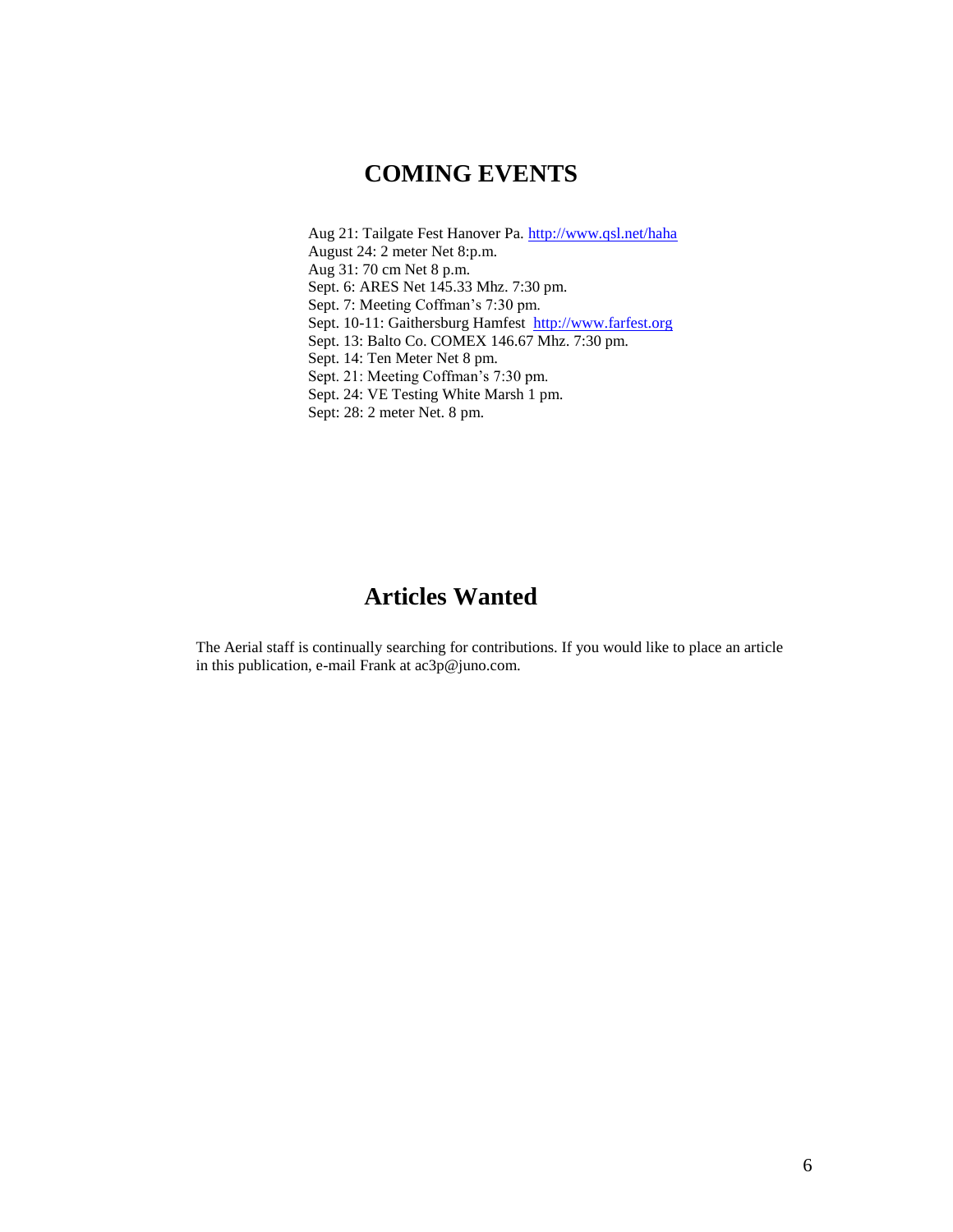# COMING EVENTS

Aug 21: Tailgate Fest Hanover Pa. http://www.qsl.net/haha
August 24: 2 meter Net 8:p.m.
Aug 31: 70 cm Net 8 p.m.
Sept. 6: ARES Net 145.33 Mhz. 7:30 pm.
Sept. 7: Meeting Coffman's 7:30 pm.
Sept. 10-11: Gaithersburg Hamfest http://www.farfest.org
Sept. 13: Balto Co. COMEX 146.67 Mhz. 7:30 pm.
Sept. 14: Ten Meter Net 8 pm.
Sept. 21: Meeting Coffman's 7:30 pm.
Sept. 24: VE Testing White Marsh 1 pm.
Sept: 28: 2 meter Net. 8 pm.

# Articles Wanted

The Aerial staff is continually searching for contributions. If you would like to place an article in this publication, e-mail Frank at ac3p@juno.com.